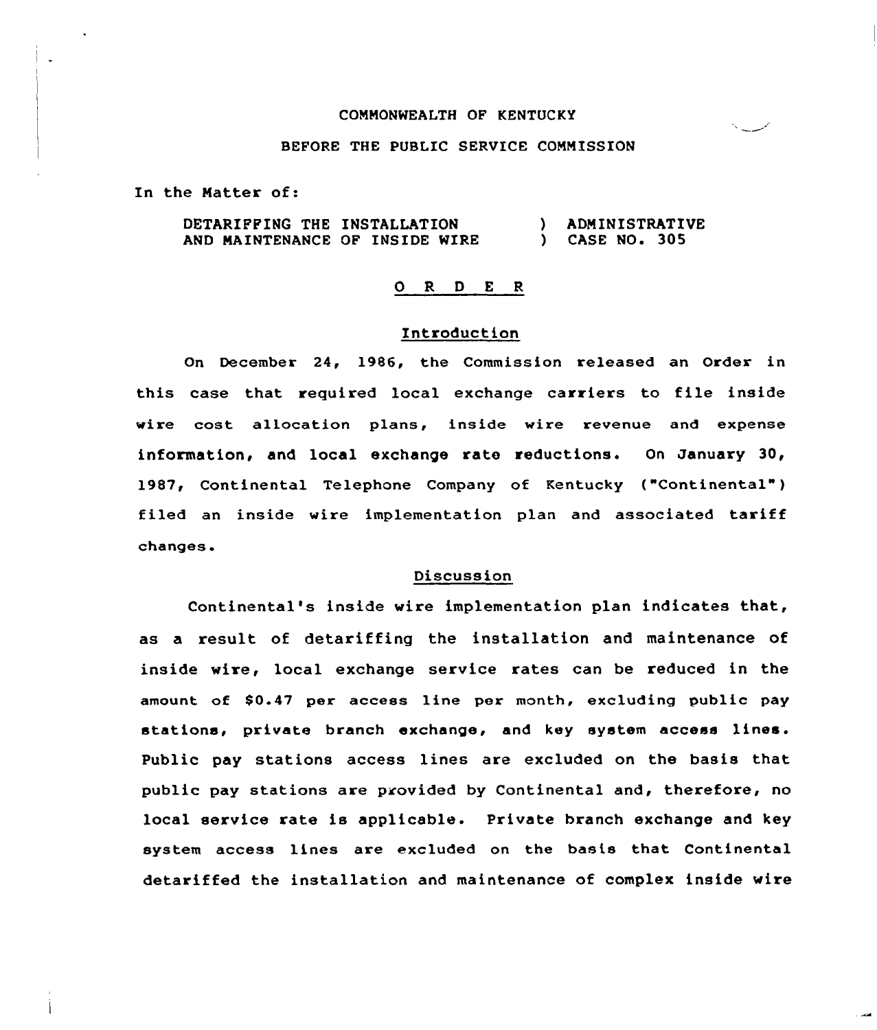COMMONWEALTH OF KENTUCKY

BEFORE THE PUBLIC SERVICE COMMISSION

In the Matter of:

DETARIFFING THE INSTALLATION AND MAINTENANCE OF INSIDE WIRE ) ADMINISTRATIVE ) CASE NO. 305

## O R D E R

### Introduction

On December 24, 1986, the Commission released an Order in this case that required local exchange carriers to file inside wire cost allocation plans, inside wire revenue and expense information, and local exchange rate reductions. On January 30, 1987, Continental Telephone Company of Kentucky ("Continental") filed an inside wire implementation plan and associated tariff changes.

### Discussion

Continental's inside wire implementation plan indicates that, as a result of detariffing the installation and maintenance of inside wire, local exchange service rates can be reduced in the amount of $0.47 per access line per month, excluding public pay stations, private branch exchange, and key system access lines. Public pay stations access lines are excluded on the basis that public pay stations are provided by Continental and, therefore, no local service rate is applicable. Private branch exchange and key system access lines are excluded on the basis that Continental detariffed the installation and maintenance of complex inside wire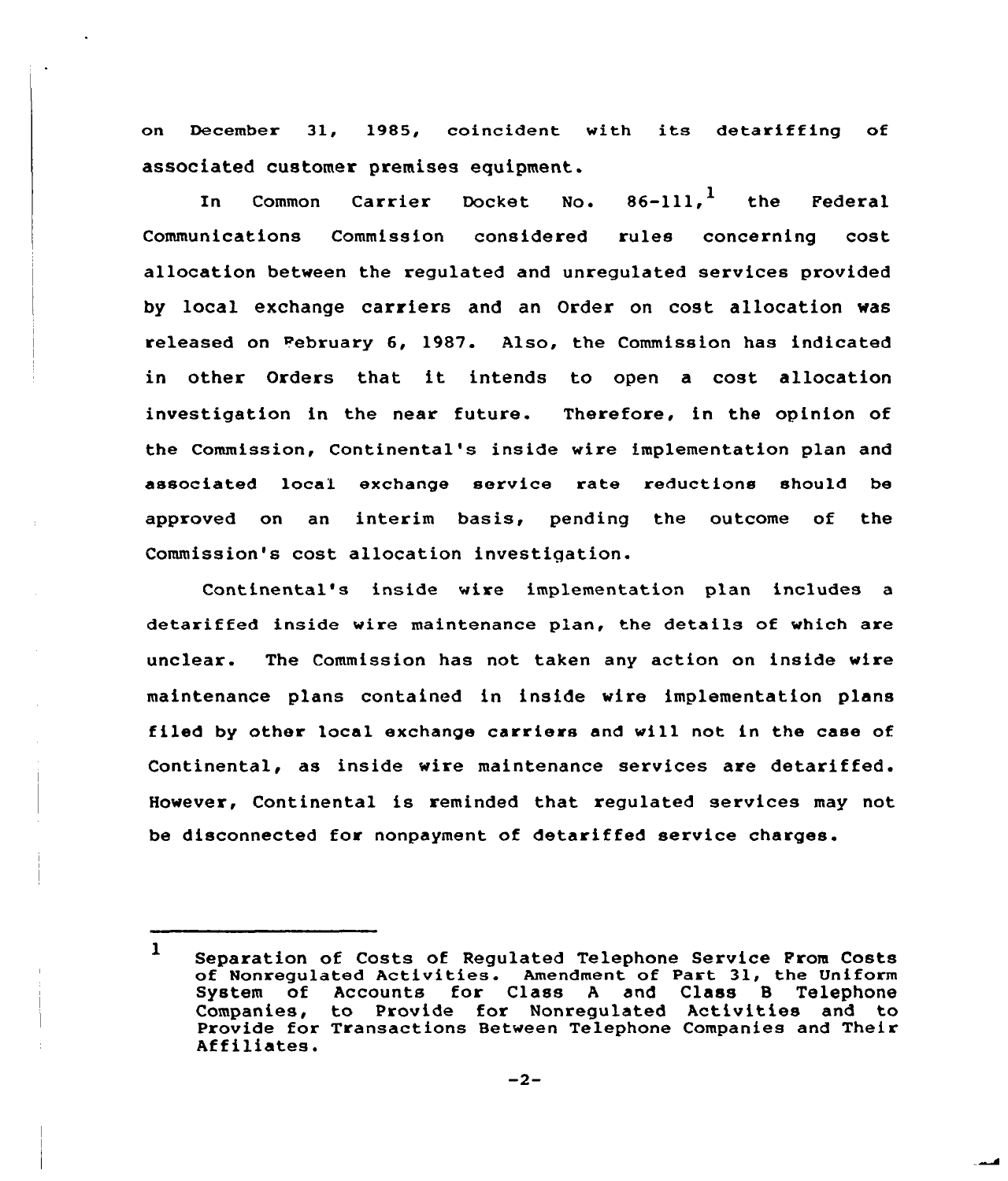on December 31, 1985, coincident with its detariffing of associated customer premises equipment.

In Common Carrier Docket No. 86-111,[1] the Federal Communications Commission considered rules concerning cost allocation between the regulated and unregulated services provided by local exchange carriers and an Order on cost allocation was released on February 6, 1987. Also, the Commission has indicated in other Orders that it intends to open a cost allocation investigation in the near future. Therefore, in the opinion of the Commission, Continental's inside wire implementation plan and associated local exchange service rate reductions should be approved on an interim basis, pending the outcome of the Commission's cost allocation investigation.

Continental's inside wire implementation plan includes a detariffed inside wire maintenance plan, the details of which are unclear. The Commission has not taken any action on inside wire maintenance plans contained in inside wire implementation plans filed by other local exchange carriers and will not in the case of Continental, as inside wire maintenance services are detariffed. However, Continental is reminded that regulated services may not be disconnected for nonpayment of detariffed service charges.

---

[1] Separation of Costs of Regulated Telephone Service From Costs of Nonregulated Activities. Amendment of Part 31, the Uniform System of Accounts for Class A and Class B Telephone Companies, to Provide for Nonregulated Activities and to Provide for Transactions Between Telephone Companies and Their Affiliates.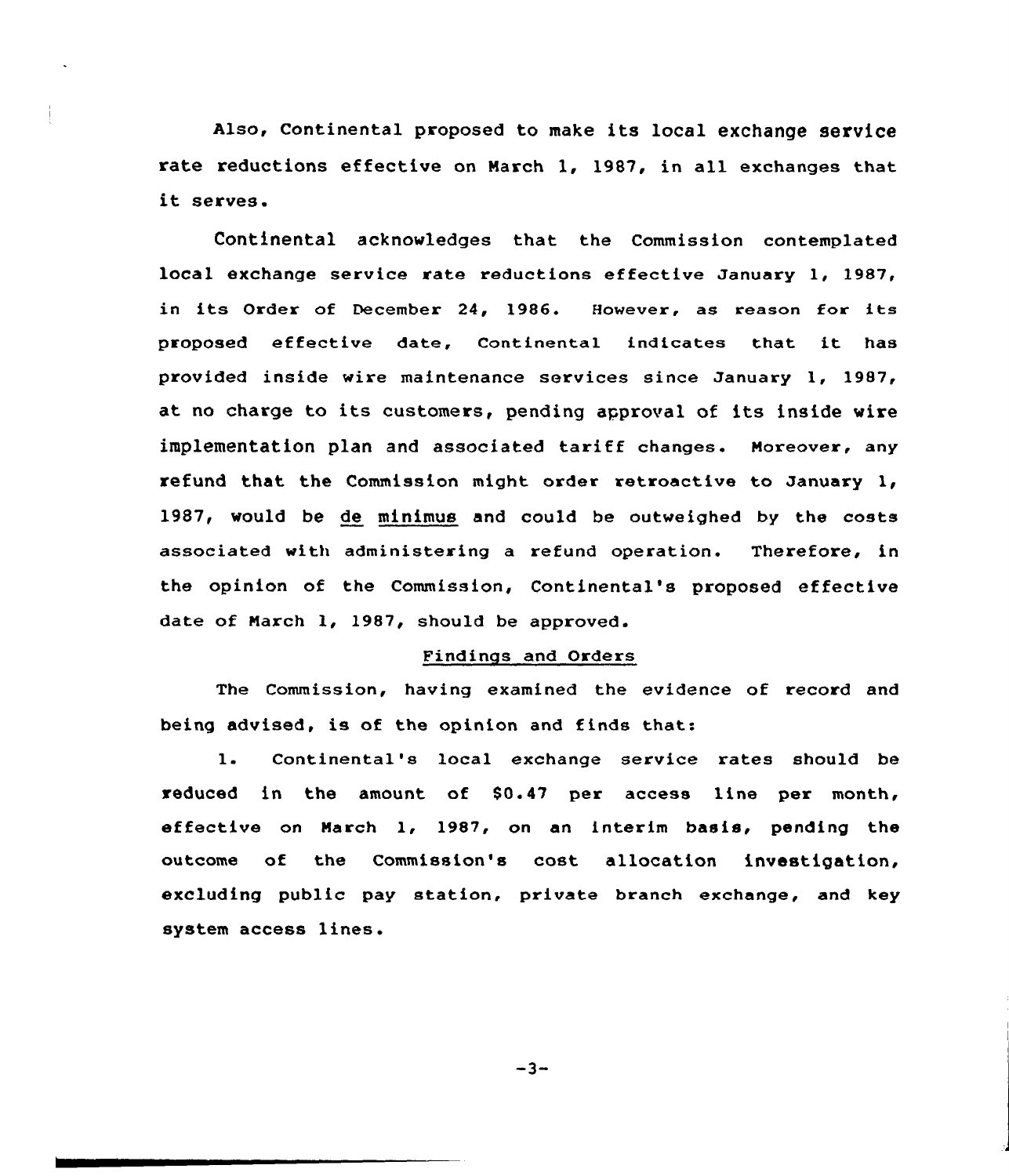Also, Continental proposed to make its local exchange service rate reductions effective on March 1, 1987, in all exchanges that it serves.

Continental acknowledges that the Commission contemplated local exchange service rate reductions effective January 1, 1987, in its Order of December 24, 1986. However, as reason for its proposed effective date, Continental indicates that it has provided inside wire maintenance services since January 1, 1987, at no charge to its customers, pending approval of its inside wire implementation plan and associated tariff changes. Moreover, any refund that the Commission might order retroactive to January 1, 1987, would be de minimus and could be outweighed by the costs associated with administering a refund operation. Therefore, in the opinion of the Commission, Continental's proposed effective date of March 1, 1987, should be approved.

## Findings and Orders

The Commission, having examined the evidence of record and being advised, is of the opinion and finds that:

1. Continental's local exchange service rates should be reduced in the amount of $0.47 per access line per month, effective on March 1, 1987, on an interim basis, pending the outcome of the Commission's cost allocation investigation, excluding public pay station, private branch exchange, and key system access lines.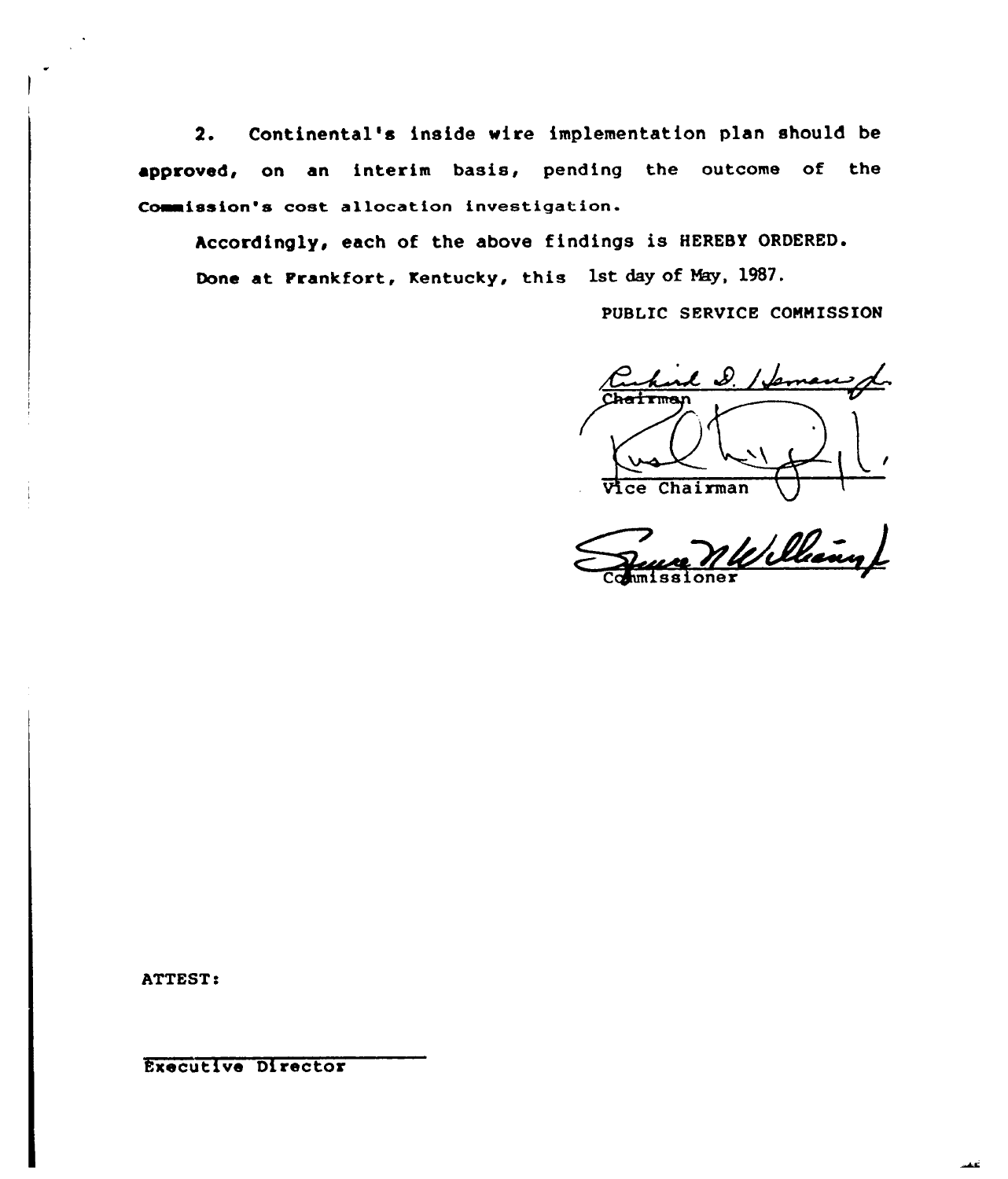2. Continental's inside wire implementation plan should be approved, on an interim basis, pending the outcome of the Commission's cost allocation investigation.

Accordingly, each of the above findings is HEREBY ORDERED.

Done at Frankfort, Kentucky, this 1st day of May, 1987.

PUBLIC SERVICE COMMISSION

Chairman

Vice Chairman

Commissioner

ATTEST:

Executive Director